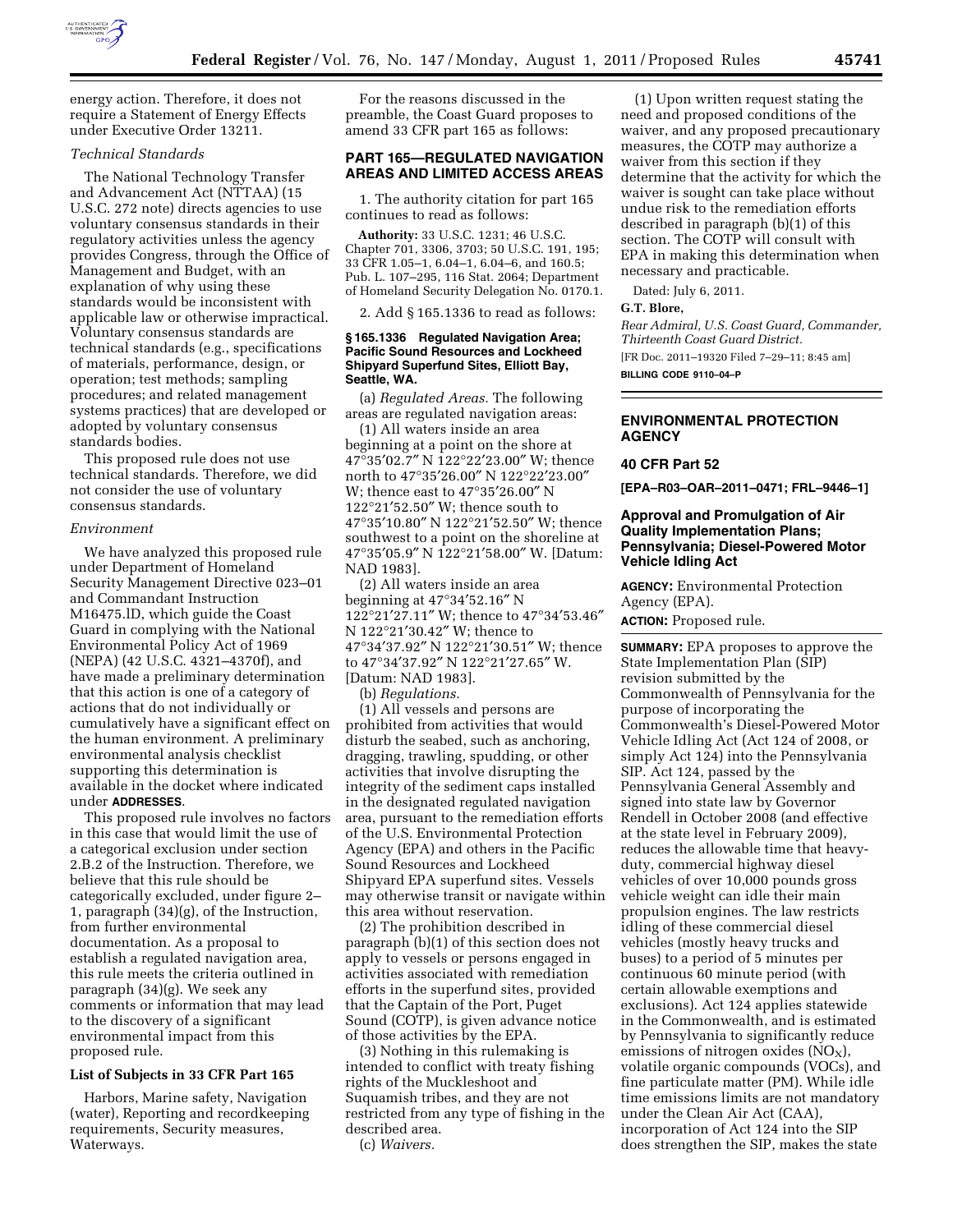energy action. Therefore, it does not require a Statement of Energy Effects under Executive Order 13211.

*Technical Standards*

The National Technology Transfer and Advancement Act (NTTAA) (15 U.S.C. 272 note) directs agencies to use voluntary consensus standards in their regulatory activities unless the agency provides Congress, through the Office of Management and Budget, with an explanation of why using these standards would be inconsistent with applicable law or otherwise impractical. Voluntary consensus standards are technical standards (e.g., specifications of materials, performance, design, or operation; test methods; sampling procedures; and related management systems practices) that are developed or adopted by voluntary consensus standards bodies.

This proposed rule does not use technical standards. Therefore, we did not consider the use of voluntary consensus standards.

*Environment*

We have analyzed this proposed rule under Department of Homeland Security Management Directive 023–01 and Commandant Instruction M16475.lD, which guide the Coast Guard in complying with the National Environmental Policy Act of 1969 (NEPA) (42 U.S.C. 4321–4370f), and have made a preliminary determination that this action is one of a category of actions that do not individually or cumulatively have a significant effect on the human environment. A preliminary environmental analysis checklist supporting this determination is available in the docket where indicated under **ADDRESSES**.

This proposed rule involves no factors in this case that would limit the use of a categorical exclusion under section 2.B.2 of the Instruction. Therefore, we believe that this rule should be categorically excluded, under figure 2–1, paragraph (34)(g), of the Instruction, from further environmental documentation. As a proposal to establish a regulated navigation area, this rule meets the criteria outlined in paragraph (34)(g). We seek any comments or information that may lead to the discovery of a significant environmental impact from this proposed rule.

**List of Subjects in 33 CFR Part 165**

Harbors, Marine safety, Navigation (water), Reporting and recordkeeping requirements, Security measures, Waterways.

For the reasons discussed in the preamble, the Coast Guard proposes to amend 33 CFR part 165 as follows:

**PART 165—REGULATED NAVIGATION AREAS AND LIMITED ACCESS AREAS**

1. The authority citation for part 165 continues to read as follows:

**Authority:** 33 U.S.C. 1231; 46 U.S.C. Chapter 701, 3306, 3703; 50 U.S.C. 191, 195; 33 CFR 1.05–1, 6.04–1, 6.04–6, and 160.5; Pub. L. 107–295, 116 Stat. 2064; Department of Homeland Security Delegation No. 0170.1.

2. Add § 165.1336 to read as follows:

**§ 165.1336 Regulated Navigation Area; Pacific Sound Resources and Lockheed Shipyard Superfund Sites, Elliott Bay, Seattle, WA.**

(a) *Regulated Areas.* The following areas are regulated navigation areas:

(1) All waters inside an area beginning at a point on the shore at 47°35′02.7″ N 122°22′23.00″ W; thence north to 47°35′26.00″ N 122°22′23.00″ W; thence east to 47°35′26.00″ N 122°21′52.50″ W; thence south to 47°35′10.80″ N 122°21′52.50″ W; thence southwest to a point on the shoreline at 47°35′05.9″ N 122°21′58.00″ W. [Datum: NAD 1983].

(2) All waters inside an area beginning at 47°34′52.16″ N 122°21′27.11″ W; thence to 47°34′53.46″ N 122°21′30.42″ W; thence to 47°34′37.92″ N 122°21′30.51″ W; thence to 47°34′37.92″ N 122°21′27.65″ W. [Datum: NAD 1983].

(b) *Regulations.*

(1) All vessels and persons are prohibited from activities that would disturb the seabed, such as anchoring, dragging, trawling, spudding, or other activities that involve disrupting the integrity of the sediment caps installed in the designated regulated navigation area, pursuant to the remediation efforts of the U.S. Environmental Protection Agency (EPA) and others in the Pacific Sound Resources and Lockheed Shipyard EPA superfund sites. Vessels may otherwise transit or navigate within this area without reservation.

(2) The prohibition described in paragraph (b)(1) of this section does not apply to vessels or persons engaged in activities associated with remediation efforts in the superfund sites, provided that the Captain of the Port, Puget Sound (COTP), is given advance notice of those activities by the EPA.

(3) Nothing in this rulemaking is intended to conflict with treaty fishing rights of the Muckleshoot and Suquamish tribes, and they are not restricted from any type of fishing in the described area.

(c) *Waivers.*

(1) Upon written request stating the need and proposed conditions of the waiver, and any proposed precautionary measures, the COTP may authorize a waiver from this section if they determine that the activity for which the waiver is sought can take place without undue risk to the remediation efforts described in paragraph (b)(1) of this section. The COTP will consult with EPA in making this determination when necessary and practicable.

Dated: July 6, 2011.

**G.T. Blore,**

*Rear Admiral, U.S. Coast Guard, Commander, Thirteenth Coast Guard District.*

[FR Doc. 2011–19320 Filed 7–29–11; 8:45 am]

**BILLING CODE 9110–04–P**

## ENVIRONMENTAL PROTECTION AGENCY

### 40 CFR Part 52

**[EPA–R03–OAR–2011–0471; FRL–9446–1]**

### Approval and Promulgation of Air Quality Implementation Plans; Pennsylvania; Diesel-Powered Motor Vehicle Idling Act

**AGENCY:** Environmental Protection Agency (EPA).

**ACTION:** Proposed rule.

**SUMMARY:** EPA proposes to approve the State Implementation Plan (SIP) revision submitted by the Commonwealth of Pennsylvania for the purpose of incorporating the Commonwealth's Diesel-Powered Motor Vehicle Idling Act (Act 124 of 2008, or simply Act 124) into the Pennsylvania SIP. Act 124, passed by the Pennsylvania General Assembly and signed into state law by Governor Rendell in October 2008 (and effective at the state level in February 2009), reduces the allowable time that heavy-duty, commercial highway diesel vehicles of over 10,000 pounds gross vehicle weight can idle their main propulsion engines. The law restricts idling of these commercial diesel vehicles (mostly heavy trucks and buses) to a period of 5 minutes per continuous 60 minute period (with certain allowable exemptions and exclusions). Act 124 applies statewide in the Commonwealth, and is estimated by Pennsylvania to significantly reduce emissions of nitrogen oxides ($NO_X$), volatile organic compounds (VOCs), and fine particulate matter (PM). While idle time emissions limits are not mandatory under the Clean Air Act (CAA), incorporation of Act 124 into the SIP does strengthen the SIP, makes the state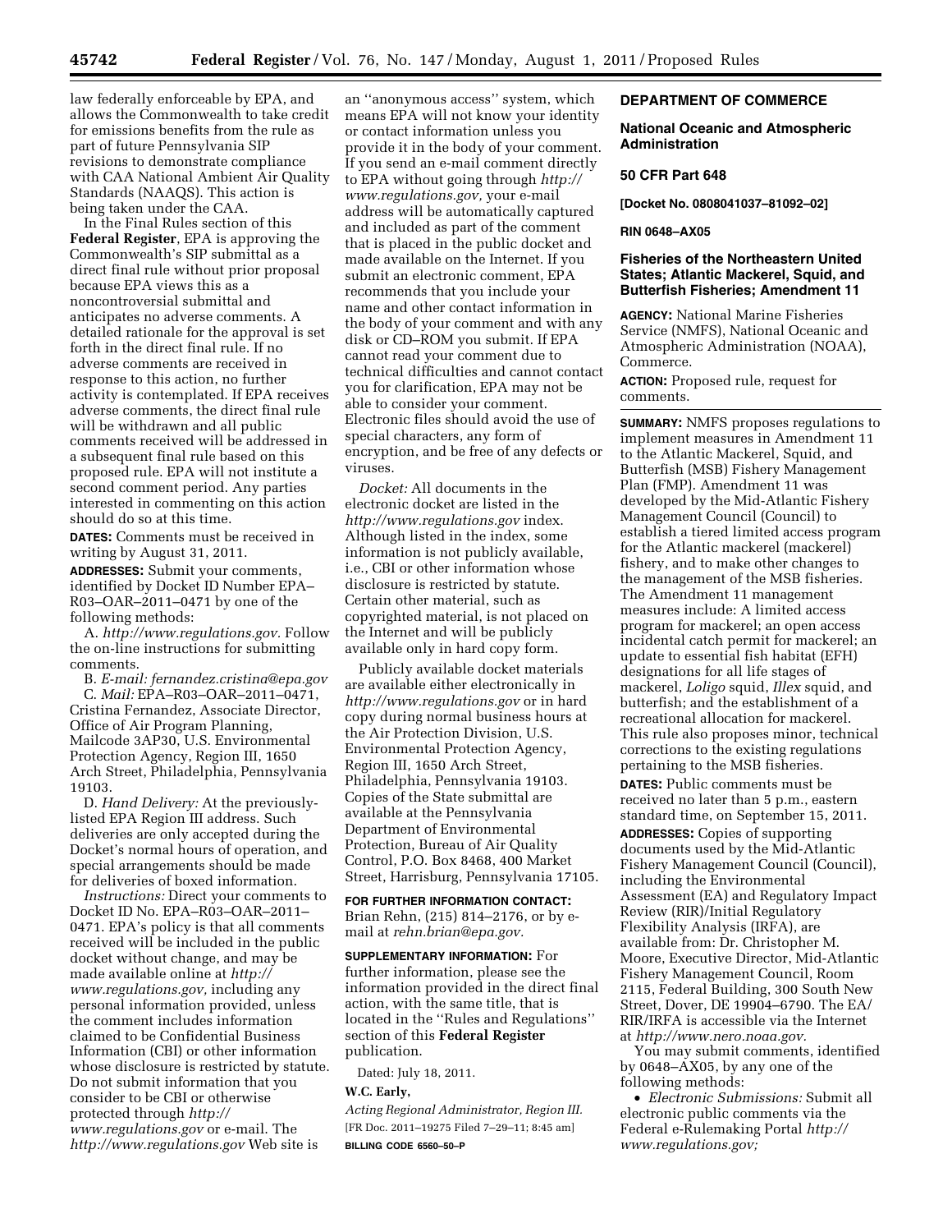law federally enforceable by EPA, and allows the Commonwealth to take credit for emissions benefits from the rule as part of future Pennsylvania SIP revisions to demonstrate compliance with CAA National Ambient Air Quality Standards (NAAQS). This action is being taken under the CAA.

In the Final Rules section of this **Federal Register**, EPA is approving the Commonwealth's SIP submittal as a direct final rule without prior proposal because EPA views this as a noncontroversial submittal and anticipates no adverse comments. A detailed rationale for the approval is set forth in the direct final rule. If no adverse comments are received in response to this action, no further activity is contemplated. If EPA receives adverse comments, the direct final rule will be withdrawn and all public comments received will be addressed in a subsequent final rule based on this proposed rule. EPA will not institute a second comment period. Any parties interested in commenting on this action should do so at this time.

**DATES:** Comments must be received in writing by August 31, 2011.

**ADDRESSES:** Submit your comments, identified by Docket ID Number EPA–R03–OAR–2011–0471 by one of the following methods:

A. *http://www.regulations.gov.* Follow the on-line instructions for submitting comments.

B. *E-mail: fernandez.cristina@epa.gov*

C. *Mail:* EPA–R03–OAR–2011–0471, Cristina Fernandez, Associate Director, Office of Air Program Planning, Mailcode 3AP30, U.S. Environmental Protection Agency, Region III, 1650 Arch Street, Philadelphia, Pennsylvania 19103.

D. *Hand Delivery:* At the previously-listed EPA Region III address. Such deliveries are only accepted during the Docket's normal hours of operation, and special arrangements should be made for deliveries of boxed information.

*Instructions:* Direct your comments to Docket ID No. EPA–R03–OAR–2011–0471. EPA's policy is that all comments received will be included in the public docket without change, and may be made available online at *http://www.regulations.gov,* including any personal information provided, unless the comment includes information claimed to be Confidential Business Information (CBI) or other information whose disclosure is restricted by statute. Do not submit information that you consider to be CBI or otherwise protected through *http://www.regulations.gov* or e-mail. The *http://www.regulations.gov* Web site is an ''anonymous access'' system, which means EPA will not know your identity or contact information unless you provide it in the body of your comment. If you send an e-mail comment directly to EPA without going through *http://www.regulations.gov,* your e-mail address will be automatically captured and included as part of the comment that is placed in the public docket and made available on the Internet. If you submit an electronic comment, EPA recommends that you include your name and other contact information in the body of your comment and with any disk or CD–ROM you submit. If EPA cannot read your comment due to technical difficulties and cannot contact you for clarification, EPA may not be able to consider your comment. Electronic files should avoid the use of special characters, any form of encryption, and be free of any defects or viruses.

*Docket:* All documents in the electronic docket are listed in the *http://www.regulations.gov* index. Although listed in the index, some information is not publicly available, i.e., CBI or other information whose disclosure is restricted by statute. Certain other material, such as copyrighted material, is not placed on the Internet and will be publicly available only in hard copy form.

Publicly available docket materials are available either electronically in *http://www.regulations.gov* or in hard copy during normal business hours at the Air Protection Division, U.S. Environmental Protection Agency, Region III, 1650 Arch Street, Philadelphia, Pennsylvania 19103. Copies of the State submittal are available at the Pennsylvania Department of Environmental Protection, Bureau of Air Quality Control, P.O. Box 8468, 400 Market Street, Harrisburg, Pennsylvania 17105.

**FOR FURTHER INFORMATION CONTACT:** Brian Rehn, (215) 814–2176, or by e-mail at *rehn.brian@epa.gov.*

**SUPPLEMENTARY INFORMATION:** For further information, please see the information provided in the direct final action, with the same title, that is located in the ''Rules and Regulations'' section of this **Federal Register** publication.

Dated: July 18, 2011.

**W.C. Early,**

*Acting Regional Administrator, Region III.*

[FR Doc. 2011–19275 Filed 7–29–11; 8:45 am]

**BILLING CODE 6560–50–P**

## DEPARTMENT OF COMMERCE

### National Oceanic and Atmospheric Administration

### 50 CFR Part 648

**[Docket No. 0808041037–81092–02]**

**RIN 0648–AX05**

### Fisheries of the Northeastern United States; Atlantic Mackerel, Squid, and Butterfish Fisheries; Amendment 11

**AGENCY:** National Marine Fisheries Service (NMFS), National Oceanic and Atmospheric Administration (NOAA), Commerce.

**ACTION:** Proposed rule, request for comments.

**SUMMARY:** NMFS proposes regulations to implement measures in Amendment 11 to the Atlantic Mackerel, Squid, and Butterfish (MSB) Fishery Management Plan (FMP). Amendment 11 was developed by the Mid-Atlantic Fishery Management Council (Council) to establish a tiered limited access program for the Atlantic mackerel (mackerel) fishery, and to make other changes to the management of the MSB fisheries. The Amendment 11 management measures include: A limited access program for mackerel; an open access incidental catch permit for mackerel; an update to essential fish habitat (EFH) designations for all life stages of mackerel, *Loligo* squid, *Illex* squid, and butterfish; and the establishment of a recreational allocation for mackerel. This rule also proposes minor, technical corrections to the existing regulations pertaining to the MSB fisheries.

**DATES:** Public comments must be received no later than 5 p.m., eastern standard time, on September 15, 2011.

**ADDRESSES:** Copies of supporting documents used by the Mid-Atlantic Fishery Management Council (Council), including the Environmental Assessment (EA) and Regulatory Impact Review (RIR)/Initial Regulatory Flexibility Analysis (IRFA), are available from: Dr. Christopher M. Moore, Executive Director, Mid-Atlantic Fishery Management Council, Room 2115, Federal Building, 300 South New Street, Dover, DE 19904–6790. The EA/RIR/IRFA is accessible via the Internet at *http://www.nero.noaa.gov.*

You may submit comments, identified by 0648–AX05, by any one of the following methods:

- *Electronic Submissions:* Submit all electronic public comments via the Federal e-Rulemaking Portal *http://www.regulations.gov;*